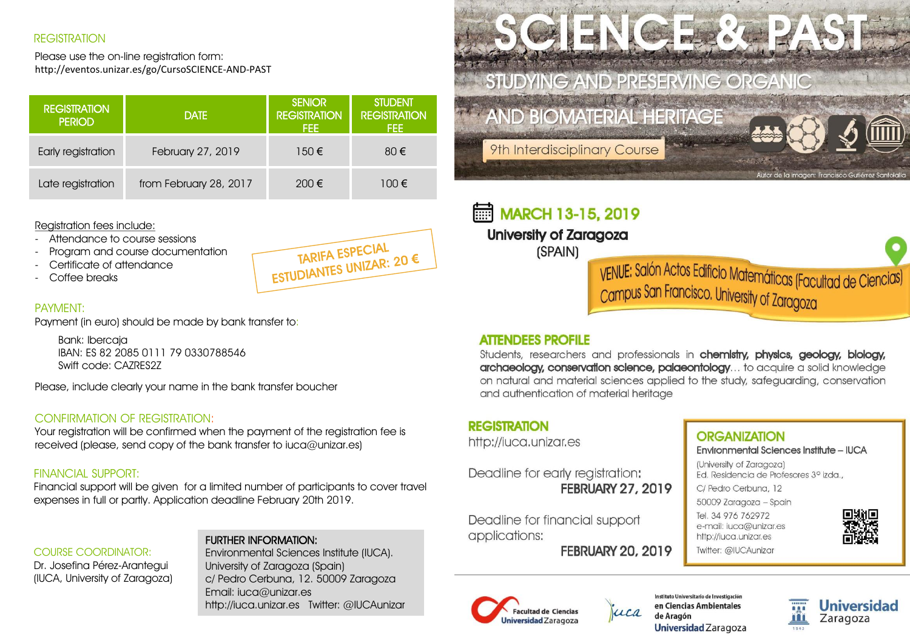## REGISTRATION

Please use the on-line registration form:
http://eventos.unizar.es/go/CursoSCIENCE-AND-PAST

| REGISTRATION PERIOD | DATE | SENIOR REGISTRATION FEE | STUDENT REGISTRATION FEE |
|---|---|---|---|
| Early registration | February 27, 2019 | 150 € | 80 € |
| Late registration | from February 28, 2017 | 200 € | 100 € |

Registration fees include:

- Attendance to course sessions
- Program and course documentation
- Certificate of attendance
- Coffee breaks

TARIFA ESPECIAL ESTUDIANTES UNIZAR: 20 €

## PAYMENT:

Payment (in euro) should be made by bank transfer to:

Bank: Ibercaja
IBAN: ES 82 2085 0111 79 0330788546
Swift code: CAZRES2Z

Please, include clearly your name in the bank transfer boucher

## CONFIRMATION OF REGISTRATION:

Your registration will be confirmed when the payment of the registration fee is received (please, send copy of the bank transfer to iuca@unizar.es)

## FINANCIAL SUPPORT:

Financial support will be given for a limited number of participants to cover travel expenses in full or partly. Application deadline February 20th 2019.

## COURSE COORDINATOR:

Dr. Josefina Pérez-Arantegui
(IUCA, University of Zaragoza)

**FURTHER INFORMATION:**
Environmental Sciences Institute (IUCA).
University of Zaragoza (Spain)
c/ Pedro Cerbuna, 12. 50009 Zaragoza
Email: iuca@unizar.es
http://iuca.unizar.es Twitter: @IUCAunizar

# SCIENCE & PAST

## STUDYING AND PRESERVING ORGANIC AND BIOMATERIAL HERITAGE

9th Interdisciplinary Course

Autor de la imagen: Francisco Gutiérrez Santolalla

## MARCH 13-15, 2019

**University of Zaragoza**
(SPAIN)

VENUE: Salón Actos Edificio Matemáticas (Facultad de Ciencias) Campus San Francisco. University of Zaragoza

## ATTENDEES PROFILE

Students, researchers and professionals in **chemistry, physics, geology, biology, archaeology, conservation science, palaeontology**… to acquire a solid knowledge on natural and material sciences applied to the study, safeguarding, conservation and authentication of material heritage

## REGISTRATION

http://iuca.unizar.es

Deadline for early registration:
**FEBRUARY 27, 2019**

Deadline for financial support applications:
**FEBRUARY 20, 2019**

## ORGANIZATION

Environmental Sciences Institute – IUCA
(University of Zaragoza)
Ed. Residencia de Profesores 3º izda.,
C/ Pedro Cerbuna, 12
50009 Zaragoza – Spain
Tel. 34 976 762972
e-mail: iuca@unizar.es
http://iuca.unizar.es
Twitter: @IUCAunizar

Facultad de Ciencias Universidad Zaragoza
iuca
Instituto Universitario de Investigación en Ciencias Ambientales de Aragón Universidad Zaragoza
Universidad Zaragoza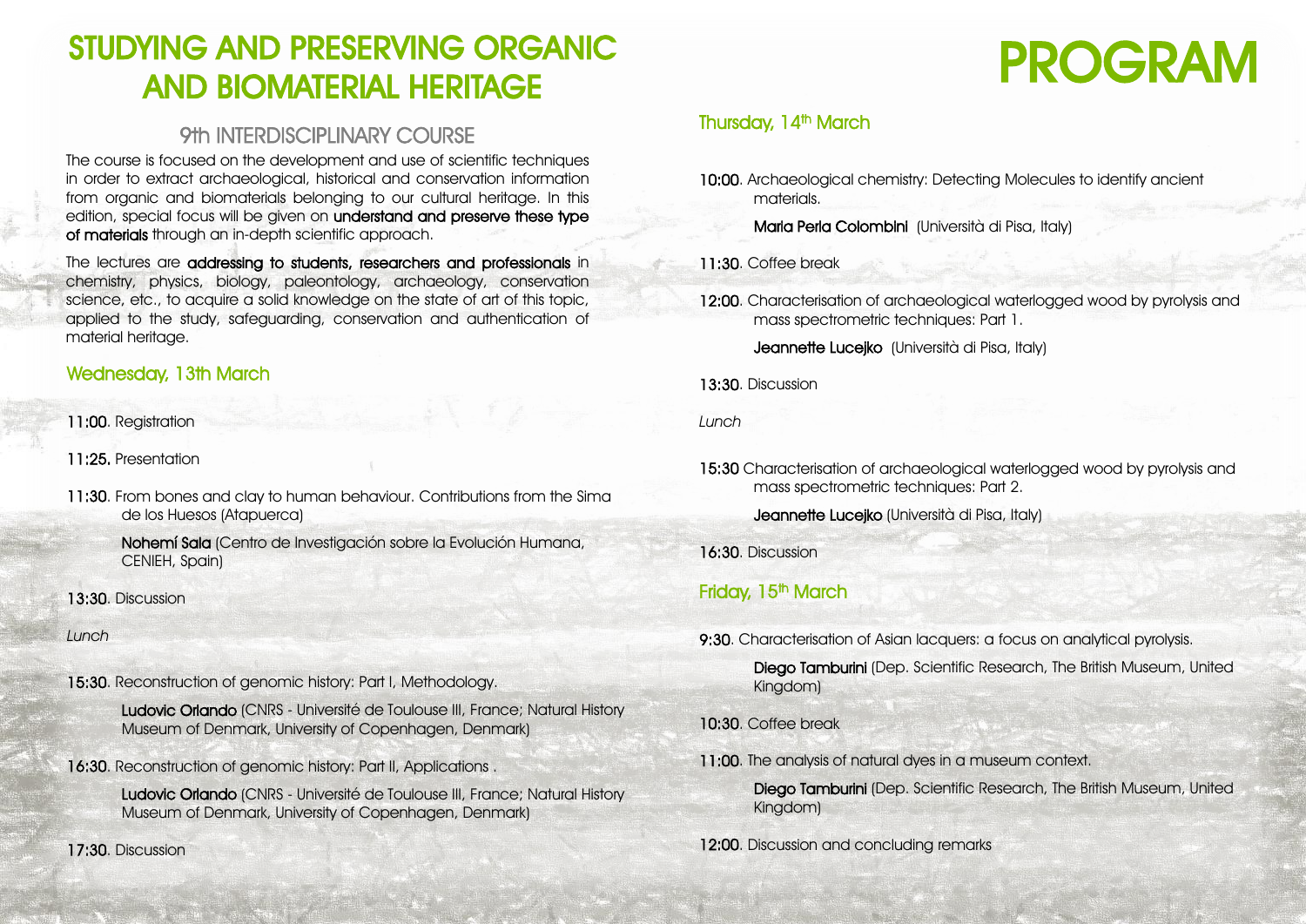# STUDYING AND PRESERVING ORGANIC AND BIOMATERIAL HERITAGE

# PROGRAM

## 9th INTERDISCIPLINARY COURSE

The course is focused on the development and use of scientific techniques in order to extract archaeological, historical and conservation information from organic and biomaterials belonging to our cultural heritage. In this edition, special focus will be given on **understand and preserve these type of materials** through an in-depth scientific approach.

The lectures are **addressing to students, researchers and professionals** in chemistry, physics, biology, paleontology, archaeology, conservation science, etc., to acquire a solid knowledge on the state of art of this topic, applied to the study, safeguarding, conservation and authentication of material heritage.

### Wednesday, 13th March

**11:00**. Registration

**11:25.** Presentation

**11:30**. From bones and clay to human behaviour. Contributions from the Sima de los Huesos (Atapuerca)

**Nohemí Sala** (Centro de Investigación sobre la Evolución Humana, CENIEH, Spain)

**13:30**. Discussion

*Lunch*

**15:30**. Reconstruction of genomic history: Part I, Methodology.

**Ludovic Orlando** (CNRS - Université de Toulouse III, France; Natural History Museum of Denmark, University of Copenhagen, Denmark)

**16:30**. Reconstruction of genomic history: Part II, Applications .

**Ludovic Orlando** (CNRS - Université de Toulouse III, France; Natural History Museum of Denmark, University of Copenhagen, Denmark)

**17:30**. Discussion

### Thursday, 14th March

**10:00**. Archaeological chemistry: Detecting Molecules to identify ancient materials.

**Maria Perla Colombini** (Università di Pisa, Italy)

**11:30**. Coffee break

**12:00**. Characterisation of archaeological waterlogged wood by pyrolysis and mass spectrometric techniques: Part 1.

**Jeannette Lucejko** (Università di Pisa, Italy)

**13:30**. Discussion

*Lunch*

**15:30** Characterisation of archaeological waterlogged wood by pyrolysis and mass spectrometric techniques: Part 2.

**Jeannette Lucejko** (Università di Pisa, Italy)

**16:30**. Discussion

### Friday, 15th March

**9:30**. Characterisation of Asian lacquers: a focus on analytical pyrolysis.

**Diego Tamburini** (Dep. Scientific Research, The British Museum, United Kingdom)

**10:30**. Coffee break

**11:00**. The analysis of natural dyes in a museum context.

**Diego Tamburini** (Dep. Scientific Research, The British Museum, United Kingdom)

**12:00**. Discussion and concluding remarks